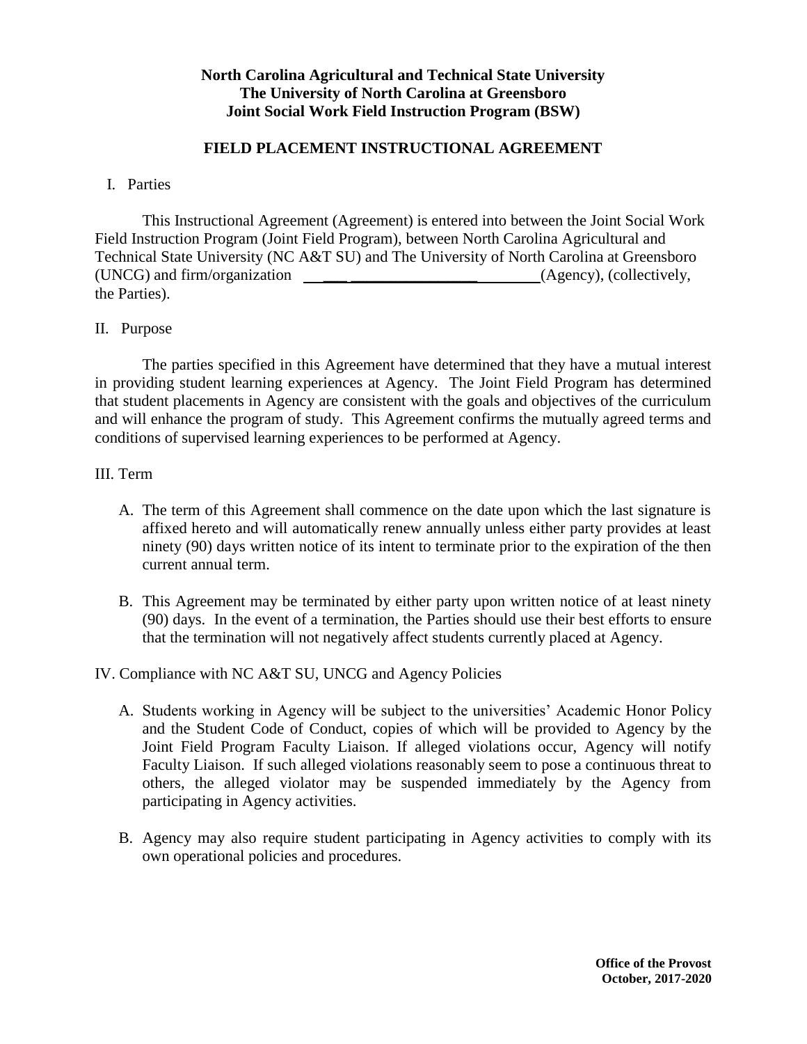**North Carolina Agricultural and Technical State University**
**The University of North Carolina at Greensboro**
**Joint Social Work Field Instruction Program (BSW)**

## FIELD PLACEMENT INSTRUCTIONAL AGREEMENT

I. Parties

This Instructional Agreement (Agreement) is entered into between the Joint Social Work Field Instruction Program (Joint Field Program), between North Carolina Agricultural and Technical State University (NC A&T SU) and The University of North Carolina at Greensboro (UNCG) and firm/organization ______________________________ (Agency), (collectively, the Parties).

II. Purpose

The parties specified in this Agreement have determined that they have a mutual interest in providing student learning experiences at Agency. The Joint Field Program has determined that student placements in Agency are consistent with the goals and objectives of the curriculum and will enhance the program of study. This Agreement confirms the mutually agreed terms and conditions of supervised learning experiences to be performed at Agency.

III. Term

A. The term of this Agreement shall commence on the date upon which the last signature is affixed hereto and will automatically renew annually unless either party provides at least ninety (90) days written notice of its intent to terminate prior to the expiration of the then current annual term.

B. This Agreement may be terminated by either party upon written notice of at least ninety (90) days. In the event of a termination, the Parties should use their best efforts to ensure that the termination will not negatively affect students currently placed at Agency.

IV. Compliance with NC A&T SU, UNCG and Agency Policies

A. Students working in Agency will be subject to the universities' Academic Honor Policy and the Student Code of Conduct, copies of which will be provided to Agency by the Joint Field Program Faculty Liaison. If alleged violations occur, Agency will notify Faculty Liaison. If such alleged violations reasonably seem to pose a continuous threat to others, the alleged violator may be suspended immediately by the Agency from participating in Agency activities.

B. Agency may also require student participating in Agency activities to comply with its own operational policies and procedures.

**Office of the Provost**
**October, 2017-2020**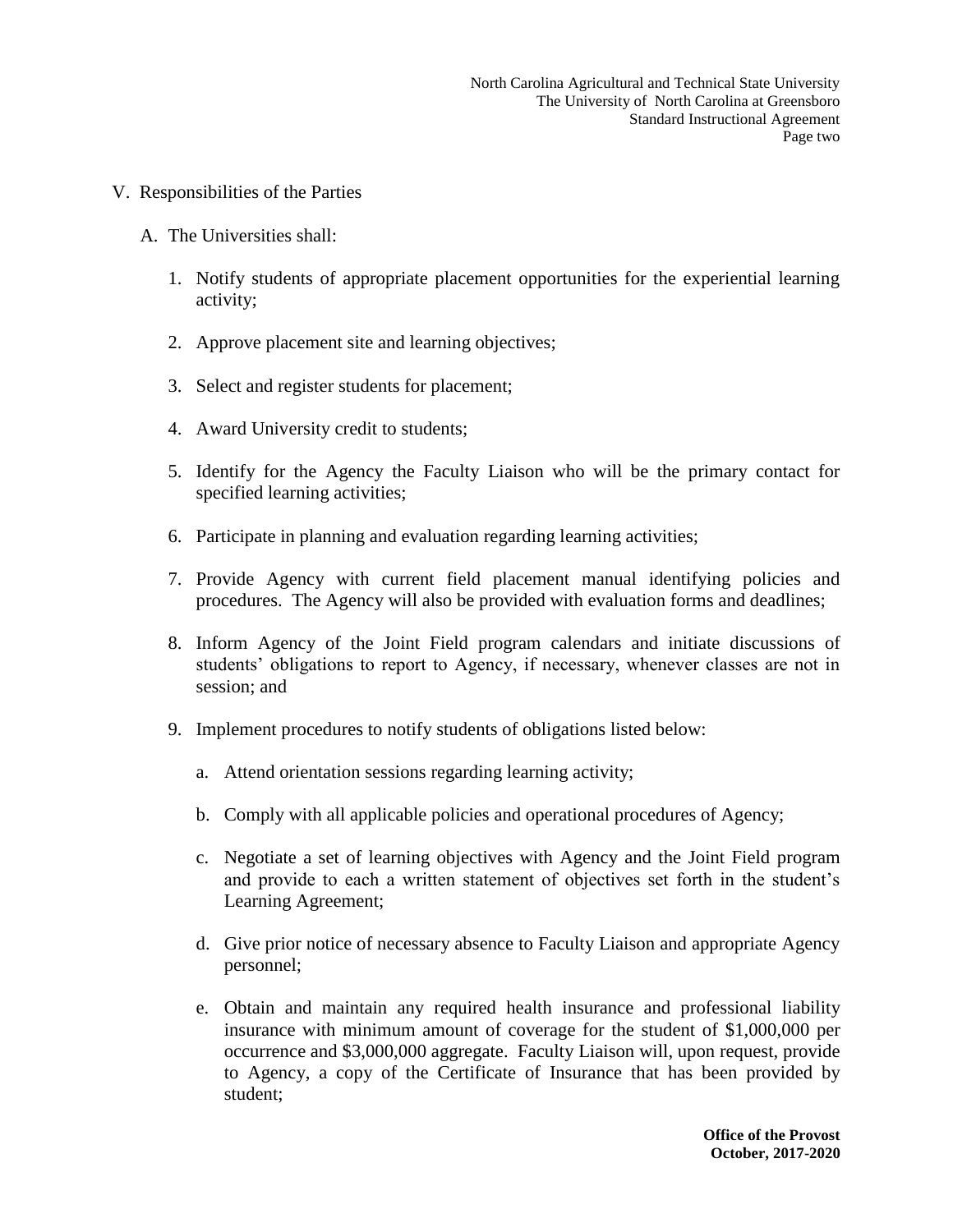V. Responsibilities of the Parties

A. The Universities shall:

1. Notify students of appropriate placement opportunities for the experiential learning activity;

2. Approve placement site and learning objectives;

3. Select and register students for placement;

4. Award University credit to students;

5. Identify for the Agency the Faculty Liaison who will be the primary contact for specified learning activities;

6. Participate in planning and evaluation regarding learning activities;

7. Provide Agency with current field placement manual identifying policies and procedures. The Agency will also be provided with evaluation forms and deadlines;

8. Inform Agency of the Joint Field program calendars and initiate discussions of students' obligations to report to Agency, if necessary, whenever classes are not in session; and

9. Implement procedures to notify students of obligations listed below:

   a. Attend orientation sessions regarding learning activity;

   b. Comply with all applicable policies and operational procedures of Agency;

   c. Negotiate a set of learning objectives with Agency and the Joint Field program and provide to each a written statement of objectives set forth in the student's Learning Agreement;

   d. Give prior notice of necessary absence to Faculty Liaison and appropriate Agency personnel;

   e. Obtain and maintain any required health insurance and professional liability insurance with minimum amount of coverage for the student of $1,000,000 per occurrence and $3,000,000 aggregate. Faculty Liaison will, upon request, provide to Agency, a copy of the Certificate of Insurance that has been provided by student;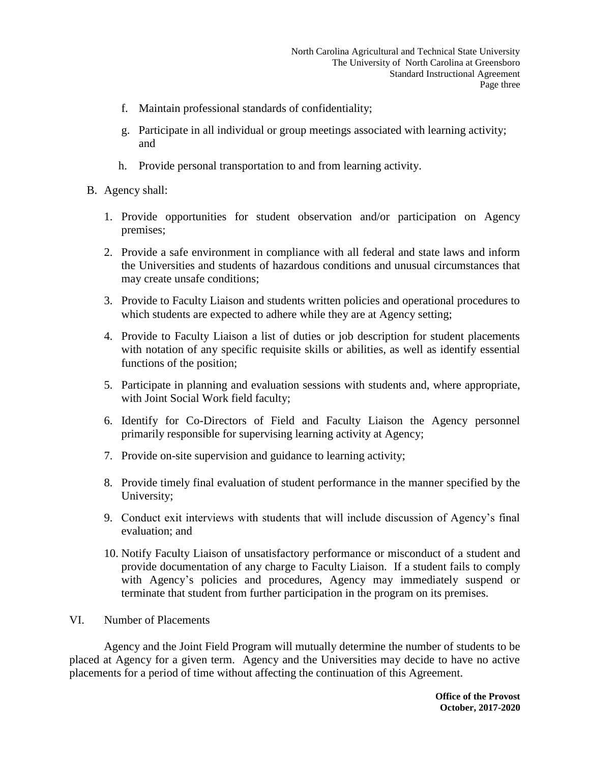f. Maintain professional standards of confidentiality;

g. Participate in all individual or group meetings associated with learning activity; and

h. Provide personal transportation to and from learning activity.

B. Agency shall:

1. Provide opportunities for student observation and/or participation on Agency premises;

2. Provide a safe environment in compliance with all federal and state laws and inform the Universities and students of hazardous conditions and unusual circumstances that may create unsafe conditions;

3. Provide to Faculty Liaison and students written policies and operational procedures to which students are expected to adhere while they are at Agency setting;

4. Provide to Faculty Liaison a list of duties or job description for student placements with notation of any specific requisite skills or abilities, as well as identify essential functions of the position;

5. Participate in planning and evaluation sessions with students and, where appropriate, with Joint Social Work field faculty;

6. Identify for Co-Directors of Field and Faculty Liaison the Agency personnel primarily responsible for supervising learning activity at Agency;

7. Provide on-site supervision and guidance to learning activity;

8. Provide timely final evaluation of student performance in the manner specified by the University;

9. Conduct exit interviews with students that will include discussion of Agency's final evaluation; and

10. Notify Faculty Liaison of unsatisfactory performance or misconduct of a student and provide documentation of any charge to Faculty Liaison. If a student fails to comply with Agency's policies and procedures, Agency may immediately suspend or terminate that student from further participation in the program on its premises.

VI. Number of Placements

Agency and the Joint Field Program will mutually determine the number of students to be placed at Agency for a given term. Agency and the Universities may decide to have no active placements for a period of time without affecting the continuation of this Agreement.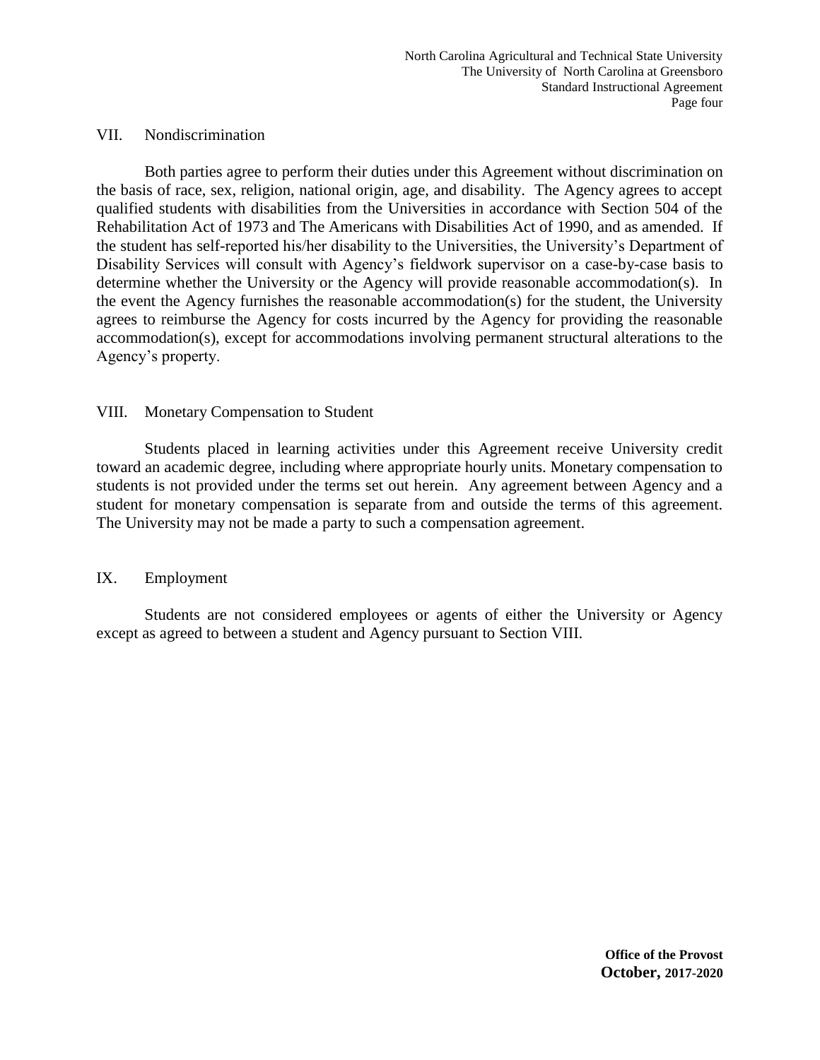## VII. Nondiscrimination

Both parties agree to perform their duties under this Agreement without discrimination on the basis of race, sex, religion, national origin, age, and disability. The Agency agrees to accept qualified students with disabilities from the Universities in accordance with Section 504 of the Rehabilitation Act of 1973 and The Americans with Disabilities Act of 1990, and as amended. If the student has self-reported his/her disability to the Universities, the University's Department of Disability Services will consult with Agency's fieldwork supervisor on a case-by-case basis to determine whether the University or the Agency will provide reasonable accommodation(s). In the event the Agency furnishes the reasonable accommodation(s) for the student, the University agrees to reimburse the Agency for costs incurred by the Agency for providing the reasonable accommodation(s), except for accommodations involving permanent structural alterations to the Agency's property.

## VIII. Monetary Compensation to Student

Students placed in learning activities under this Agreement receive University credit toward an academic degree, including where appropriate hourly units. Monetary compensation to students is not provided under the terms set out herein. Any agreement between Agency and a student for monetary compensation is separate from and outside the terms of this agreement. The University may not be made a party to such a compensation agreement.

## IX. Employment

Students are not considered employees or agents of either the University or Agency except as agreed to between a student and Agency pursuant to Section VIII.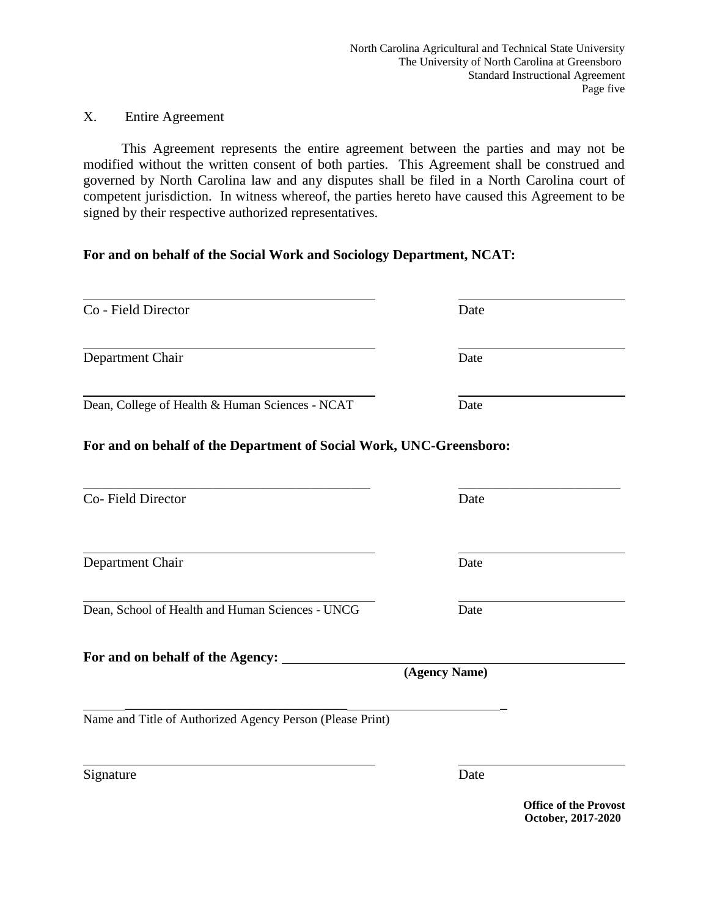X. Entire Agreement

This Agreement represents the entire agreement between the parties and may not be modified without the written consent of both parties. This Agreement shall be construed and governed by North Carolina law and any disputes shall be filed in a North Carolina court of competent jurisdiction. In witness whereof, the parties hereto have caused this Agreement to be signed by their respective authorized representatives.

**For and on behalf of the Social Work and Sociology Department, NCAT:**

_______________________________________ _______________________

Co - Field Director Date

_______________________________________ _______________________

Department Chair Date

_______________________________________ _______________________

Dean, College of Health & Human Sciences - NCAT Date

**For and on behalf of the Department of Social Work, UNC-Greensboro:**

_______________________________________ _______________________

Co- Field Director Date

_______________________________________ _______________________

Department Chair Date

_______________________________________ _______________________

Dean, School of Health and Human Sciences - UNCG Date

**For and on behalf of the Agency:** _______________________________________

**(Agency Name)**

_______________________________________________________

Name and Title of Authorized Agency Person (Please Print)

_______________________________________ _______________________

Signature Date

**Office of the Provost**
**October, 2017-2020**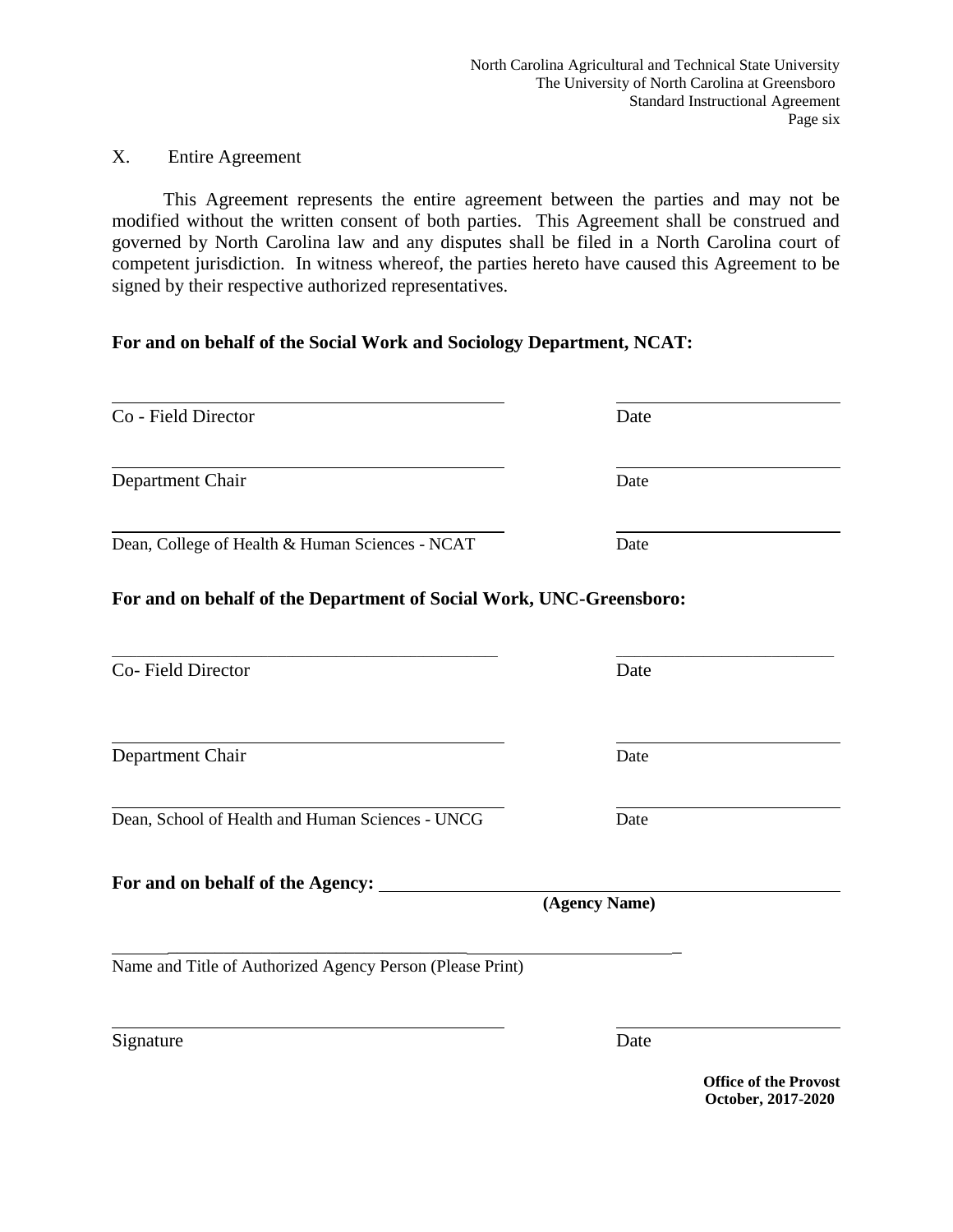## X. Entire Agreement

This Agreement represents the entire agreement between the parties and may not be modified without the written consent of both parties. This Agreement shall be construed and governed by North Carolina law and any disputes shall be filed in a North Carolina court of competent jurisdiction. In witness whereof, the parties hereto have caused this Agreement to be signed by their respective authorized representatives.

**For and on behalf of the Social Work and Sociology Department, NCAT:**

\_\_\_\_\_\_\_\_\_\_\_\_\_\_\_\_\_\_\_\_\_\_\_\_\_\_\_\_\_\_\_\_\_\_\_\_\_\_\_\_ \_\_\_\_\_\_\_\_\_\_\_\_\_\_\_\_\_\_\_\_\_\_\_
Co - Field Director Date

\_\_\_\_\_\_\_\_\_\_\_\_\_\_\_\_\_\_\_\_\_\_\_\_\_\_\_\_\_\_\_\_\_\_\_\_\_\_\_\_ \_\_\_\_\_\_\_\_\_\_\_\_\_\_\_\_\_\_\_\_\_\_\_
Department Chair Date

\_\_\_\_\_\_\_\_\_\_\_\_\_\_\_\_\_\_\_\_\_\_\_\_\_\_\_\_\_\_\_\_\_\_\_\_\_\_\_\_ \_\_\_\_\_\_\_\_\_\_\_\_\_\_\_\_\_\_\_\_\_\_\_
Dean, College of Health & Human Sciences - NCAT Date

**For and on behalf of the Department of Social Work, UNC-Greensboro:**

\_\_\_\_\_\_\_\_\_\_\_\_\_\_\_\_\_\_\_\_\_\_\_\_\_\_\_\_\_\_\_\_\_\_\_\_\_\_\_\_ \_\_\_\_\_\_\_\_\_\_\_\_\_\_\_\_\_\_\_\_\_\_\_
Co- Field Director Date

\_\_\_\_\_\_\_\_\_\_\_\_\_\_\_\_\_\_\_\_\_\_\_\_\_\_\_\_\_\_\_\_\_\_\_\_\_\_\_\_ \_\_\_\_\_\_\_\_\_\_\_\_\_\_\_\_\_\_\_\_\_\_\_
Department Chair Date

\_\_\_\_\_\_\_\_\_\_\_\_\_\_\_\_\_\_\_\_\_\_\_\_\_\_\_\_\_\_\_\_\_\_\_\_\_\_\_\_ \_\_\_\_\_\_\_\_\_\_\_\_\_\_\_\_\_\_\_\_\_\_\_
Dean, School of Health and Human Sciences - UNCG Date

**For and on behalf of the Agency:** \_\_\_\_\_\_\_\_\_\_\_\_\_\_\_\_\_\_\_\_\_\_\_\_\_\_\_\_\_\_\_\_\_\_\_\_\_\_\_\_\_\_\_\_
**(Agency Name)**

\_\_\_\_\_\_\_\_\_\_\_\_\_\_\_\_\_\_\_\_\_\_\_\_\_\_\_\_\_\_\_\_\_\_\_\_\_\_\_\_\_\_\_\_\_\_\_\_\_\_\_\_\_\_\_\_
Name and Title of Authorized Agency Person (Please Print)

\_\_\_\_\_\_\_\_\_\_\_\_\_\_\_\_\_\_\_\_\_\_\_\_\_\_\_\_\_\_\_\_\_\_\_\_\_\_\_\_ \_\_\_\_\_\_\_\_\_\_\_\_\_\_\_\_\_\_\_\_\_\_\_
Signature Date

**Office of the Provost**
**October, 2017-2020**